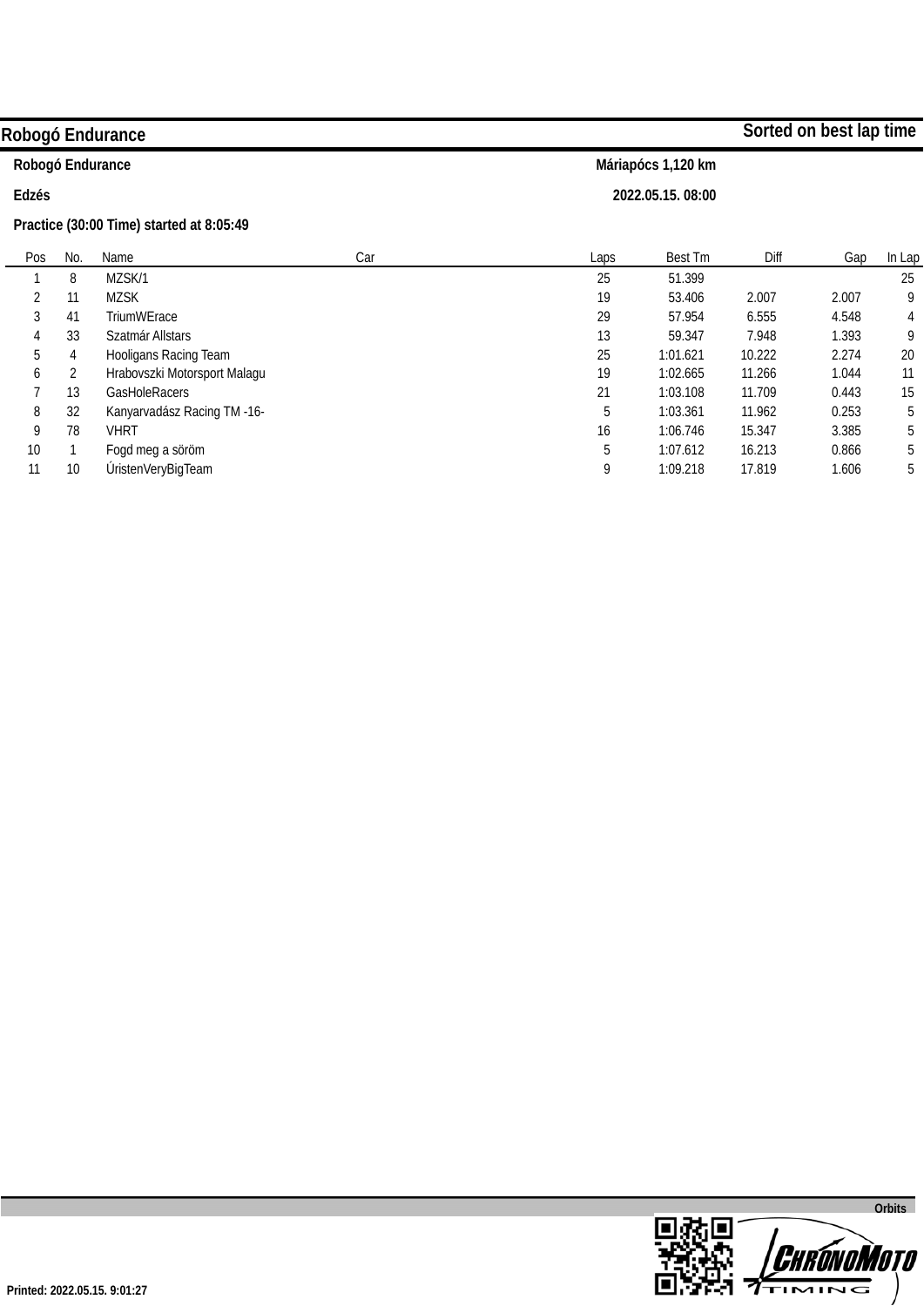# Robogó Endurance

**Sorted on best lap time**

**Robogó Endurance** — **Máriapócs 1,120 km**

**Edzés** — **2022.05.15. 08:00**

**Practice (30:00 Time) started at 8:05:49**

| Pos | No. | Name | Car | Laps | Best Tm | Diff | Gap | In Lap |
|---|---|---|---|---|---|---|---|---|
| 1 | 8 | MZSK/1 | | 25 | 51.399 | | | 25 |
| 2 | 11 | MZSK | | 19 | 53.406 | 2.007 | 2.007 | 9 |
| 3 | 41 | TriumWErace | | 29 | 57.954 | 6.555 | 4.548 | 4 |
| 4 | 33 | Szatmár Allstars | | 13 | 59.347 | 7.948 | 1.393 | 9 |
| 5 | 4 | Hooligans Racing Team | | 25 | 1:01.621 | 10.222 | 2.274 | 20 |
| 6 | 2 | Hrabovszki Motorsport Malagu | | 19 | 1:02.665 | 11.266 | 1.044 | 11 |
| 7 | 13 | GasHoleRacers | | 21 | 1:03.108 | 11.709 | 0.443 | 15 |
| 8 | 32 | Kanyarvadász Racing TM -16- | | 5 | 1:03.361 | 11.962 | 0.253 | 5 |
| 9 | 78 | VHRT | | 16 | 1:06.746 | 15.347 | 3.385 | 5 |
| 10 | 1 | Fogd meg a söröm | | 5 | 1:07.612 | 16.213 | 0.866 | 5 |
| 11 | 10 | ÚristenVeryBigTeam | | 9 | 1:09.218 | 17.819 | 1.606 | 5 |

Orbits

Printed: 2022.05.15. 9:01:27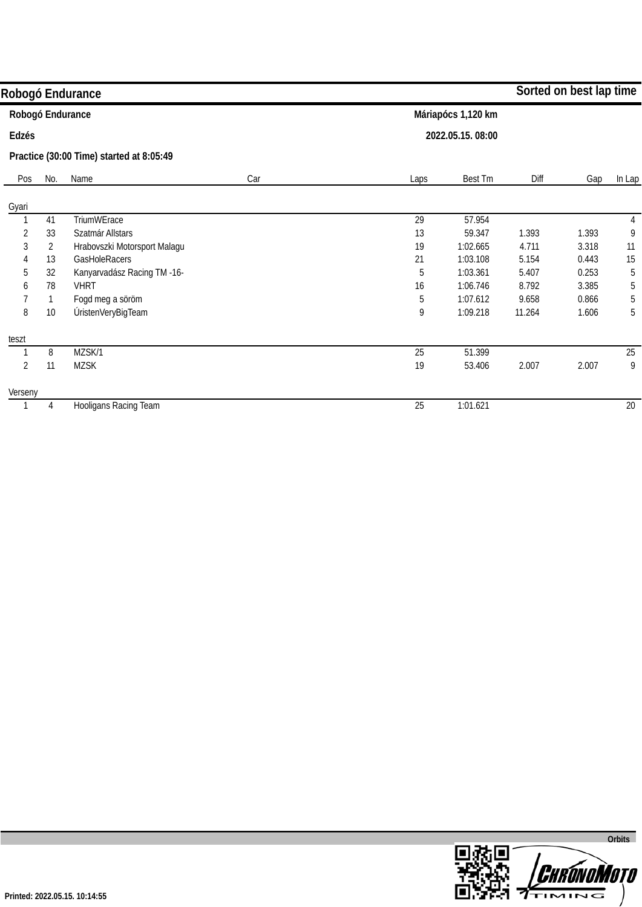# Robogó Endurance

**Sorted on best lap time**

**Robogó Endurance** **Máriapócs 1,120 km**

**Edzés** **2022.05.15. 08:00**

**Practice (30:00 Time) started at 8:05:49**

| Pos | No. | Name | Car | Laps | Best Tm | Diff | Gap | In Lap |
|---|---|---|---|---|---|---|---|---|
| **Gyari** | | | | | | | | |
| 1 | 41 | TriumWErace | | 29 | 57.954 | | | 4 |
| 2 | 33 | Szatmár Allstars | | 13 | 59.347 | 1.393 | 1.393 | 9 |
| 3 | 2 | Hrabovszki Motorsport Malagu | | 19 | 1:02.665 | 4.711 | 3.318 | 11 |
| 4 | 13 | GasHoleRacers | | 21 | 1:03.108 | 5.154 | 0.443 | 15 |
| 5 | 32 | Kanyarvadász Racing TM -16- | | 5 | 1:03.361 | 5.407 | 0.253 | 5 |
| 6 | 78 | VHRT | | 16 | 1:06.746 | 8.792 | 3.385 | 5 |
| 7 | 1 | Fogd meg a söröm | | 5 | 1:07.612 | 9.658 | 0.866 | 5 |
| 8 | 10 | ÚristenVeryBigTeam | | 9 | 1:09.218 | 11.264 | 1.606 | 5 |
| **teszt** | | | | | | | | |
| 1 | 8 | MZSK/1 | | 25 | 51.399 | | | 25 |
| 2 | 11 | MZSK | | 19 | 53.406 | 2.007 | 2.007 | 9 |
| **Verseny** | | | | | | | | |
| 1 | 4 | Hooligans Racing Team | | 25 | 1:01.621 | | | 20 |

Orbits

Printed: 2022.05.15. 10:14:55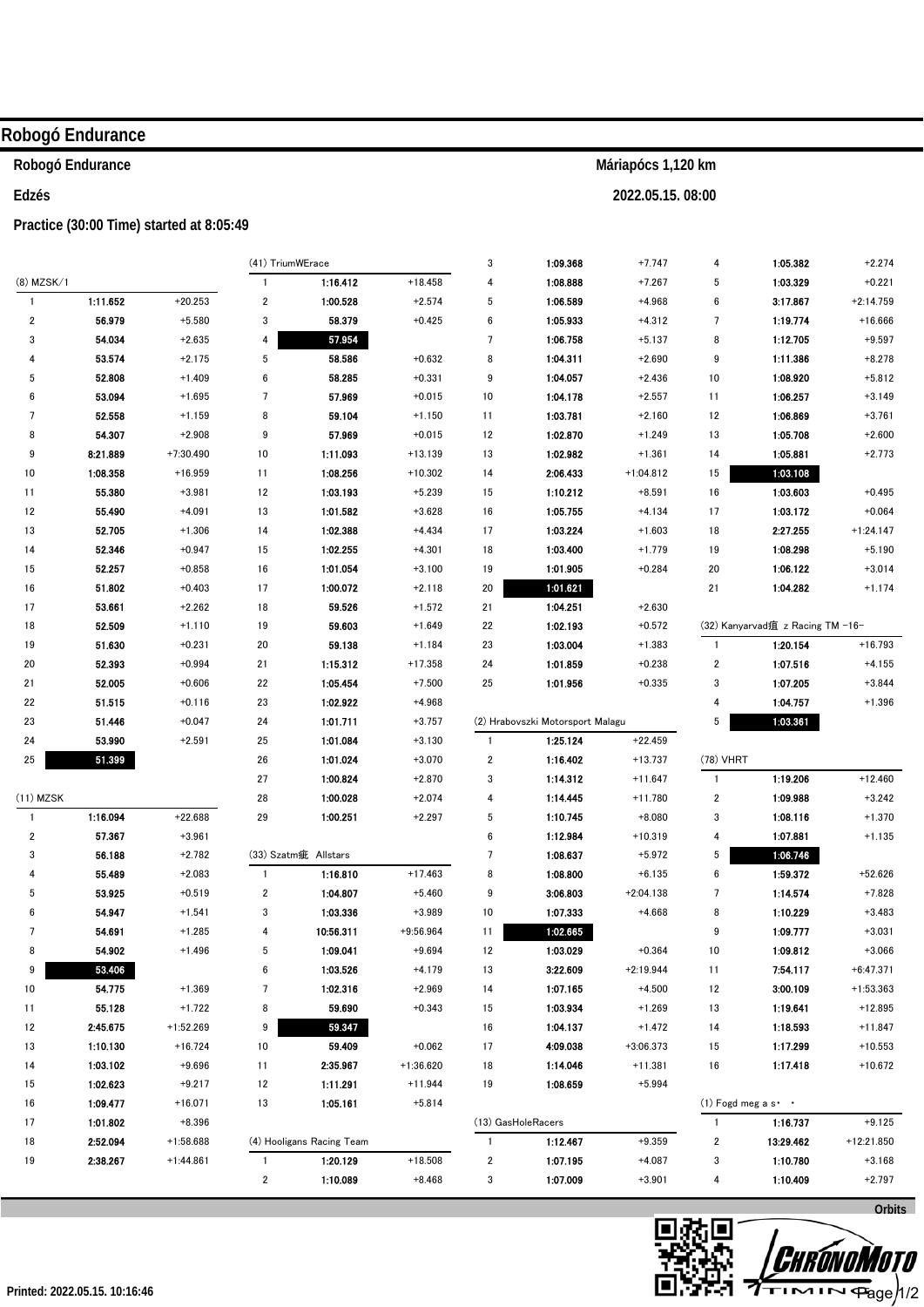# Robogó Endurance

**Robogó Endurance** — **Máriapócs 1,120 km**

**Edzés** — **2022.05.15. 08:00**

**Practice (30:00 Time) started at 8:05:49**

(8) MZSK/1

| Lap | Time | Gap |
|---|---|---|
| 1 | 1:11.652 | +20.253 |
| 2 | 56.979 | +5.580 |
| 3 | 54.034 | +2.635 |
| 4 | 53.574 | +2.175 |
| 5 | 52.808 | +1.409 |
| 6 | 53.094 | +1.695 |
| 7 | 52.558 | +1.159 |
| 8 | 54.307 | +2.908 |
| 9 | 8:21.889 | +7:30.490 |
| 10 | 1:08.358 | +16.959 |
| 11 | 55.380 | +3.981 |
| 12 | 55.490 | +4.091 |
| 13 | 52.705 | +1.306 |
| 14 | 52.346 | +0.947 |
| 15 | 52.257 | +0.858 |
| 16 | 51.802 | +0.403 |
| 17 | 53.661 | +2.262 |
| 18 | 52.509 | +1.110 |
| 19 | 51.630 | +0.231 |
| 20 | 52.393 | +0.994 |
| 21 | 52.005 | +0.606 |
| 22 | 51.515 | +0.116 |
| 23 | 51.446 | +0.047 |
| 24 | 53.990 | +2.591 |
| 25 | 51.399 | |

(11) MZSK

| Lap | Time | Gap |
|---|---|---|
| 1 | 1:16.094 | +22.688 |
| 2 | 57.367 | +3.961 |
| 3 | 56.188 | +2.782 |
| 4 | 55.489 | +2.083 |
| 5 | 53.925 | +0.519 |
| 6 | 54.947 | +1.541 |
| 7 | 54.691 | +1.285 |
| 8 | 54.902 | +1.496 |
| 9 | 53.406 | |
| 10 | 54.775 | +1.369 |
| 11 | 55.128 | +1.722 |
| 12 | 2:45.675 | +1:52.269 |
| 13 | 1:10.130 | +16.724 |
| 14 | 1:03.102 | +9.696 |
| 15 | 1:02.623 | +9.217 |
| 16 | 1:09.477 | +16.071 |
| 17 | 1:01.802 | +8.396 |
| 18 | 2:52.094 | +1:58.688 |
| 19 | 2:38.267 | +1:44.861 |

(41) TriumWErace

| Lap | Time | Gap |
|---|---|---|
| 1 | 1:16.412 | +18.458 |
| 2 | 1:00.528 | +2.574 |
| 3 | 58.379 | +0.425 |
| 4 | 57.954 | |
| 5 | 58.586 | +0.632 |
| 6 | 58.285 | +0.331 |
| 7 | 57.969 | +0.015 |
| 8 | 59.104 | +1.150 |
| 9 | 57.969 | +0.015 |
| 10 | 1:11.093 | +13.139 |
| 11 | 1:08.256 | +10.302 |
| 12 | 1:03.193 | +5.239 |
| 13 | 1:01.582 | +3.628 |
| 14 | 1:02.388 | +4.434 |
| 15 | 1:02.255 | +4.301 |
| 16 | 1:01.054 | +3.100 |
| 17 | 1:00.072 | +2.118 |
| 18 | 59.526 | +1.572 |
| 19 | 59.603 | +1.649 |
| 20 | 59.138 | +1.184 |
| 21 | 1:15.312 | +17.358 |
| 22 | 1:05.454 | +7.500 |
| 23 | 1:02.922 | +4.968 |
| 24 | 1:01.711 | +3.757 |
| 25 | 1:01.084 | +3.130 |
| 26 | 1:01.024 | +3.070 |
| 27 | 1:00.824 | +2.870 |
| 28 | 1:00.028 | +2.074 |
| 29 | 1:00.251 | +2.297 |

(33) Szatm瓶 Allstars

| Lap | Time | Gap |
|---|---|---|
| 1 | 1:16.810 | +17.463 |
| 2 | 1:04.807 | +5.460 |
| 3 | 1:03.336 | +3.989 |
| 4 | 10:56.311 | +9:56.964 |
| 5 | 1:09.041 | +9.694 |
| 6 | 1:03.526 | +4.179 |
| 7 | 1:02.316 | +2.969 |
| 8 | 59.690 | +0.343 |
| 9 | 59.347 | |
| 10 | 59.409 | +0.062 |
| 11 | 2:35.967 | +1:36.620 |
| 12 | 1:11.291 | +11.944 |
| 13 | 1:05.161 | +5.814 |

(4) Hooligans Racing Team

| Lap | Time | Gap |
|---|---|---|
| 1 | 1:20.129 | +18.508 |
| 2 | 1:10.089 | +8.468 |
| 3 | 1:09.368 | +7.747 |
| 4 | 1:08.888 | +7.267 |
| 5 | 1:06.589 | +4.968 |
| 6 | 1:05.933 | +4.312 |
| 7 | 1:06.758 | +5.137 |
| 8 | 1:04.311 | +2.690 |
| 9 | 1:04.057 | +2.436 |
| 10 | 1:04.178 | +2.557 |
| 11 | 1:03.781 | +2.160 |
| 12 | 1:02.870 | +1.249 |
| 13 | 1:02.982 | +1.361 |
| 14 | 2:06.433 | +1:04.812 |
| 15 | 1:10.212 | +8.591 |
| 16 | 1:05.755 | +4.134 |
| 17 | 1:03.224 | +1.603 |
| 18 | 1:03.400 | +1.779 |
| 19 | 1:01.905 | +0.284 |
| 20 | 1:01.621 | |
| 21 | 1:04.251 | +2.630 |
| 22 | 1:02.193 | +0.572 |
| 23 | 1:03.004 | +1.383 |
| 24 | 1:01.859 | +0.238 |
| 25 | 1:01.956 | +0.335 |

(2) Hrabovszki Motorsport Malagu

| Lap | Time | Gap |
|---|---|---|
| 1 | 1:25.124 | +22.459 |
| 2 | 1:16.402 | +13.737 |
| 3 | 1:14.312 | +11.647 |
| 4 | 1:14.445 | +11.780 |
| 5 | 1:10.745 | +8.080 |
| 6 | 1:12.984 | +10.319 |
| 7 | 1:08.637 | +5.972 |
| 8 | 1:08.800 | +6.135 |
| 9 | 3:06.803 | +2:04.138 |
| 10 | 1:07.333 | +4.668 |
| 11 | 1:02.665 | |
| 12 | 1:03.029 | +0.364 |
| 13 | 3:22.609 | +2:19.944 |
| 14 | 1:07.165 | +4.500 |
| 15 | 1:03.934 | +1.269 |
| 16 | 1:04.137 | +1.472 |
| 17 | 4:09.038 | +3:06.373 |
| 18 | 1:14.046 | +11.381 |
| 19 | 1:08.659 | +5.994 |

(13) GasHoleRacers

| Lap | Time | Gap |
|---|---|---|
| 1 | 1:12.467 | +9.359 |
| 2 | 1:07.195 | +4.087 |
| 3 | 1:07.009 | +3.901 |
| 4 | 1:05.382 | +2.274 |
| 5 | 1:03.329 | +0.221 |
| 6 | 3:17.867 | +2:14.759 |
| 7 | 1:19.774 | +16.666 |
| 8 | 1:12.705 | +9.597 |
| 9 | 1:11.386 | +8.278 |
| 10 | 1:08.920 | +5.812 |
| 11 | 1:06.257 | +3.149 |
| 12 | 1:06.869 | +3.761 |
| 13 | 1:05.708 | +2.600 |
| 14 | 1:05.881 | +2.773 |
| 15 | 1:03.108 | |
| 16 | 1:03.603 | +0.495 |
| 17 | 1:03.172 | +0.064 |
| 18 | 2:27.255 | +1:24.147 |
| 19 | 1:08.298 | +5.190 |
| 20 | 1:06.122 | +3.014 |
| 21 | 1:04.282 | +1.174 |

(32) Kanyarvad碴 z Racing TM -16-

| Lap | Time | Gap |
|---|---|---|
| 1 | 1:20.154 | +16.793 |
| 2 | 1:07.516 | +4.155 |
| 3 | 1:07.205 | +3.844 |
| 4 | 1:04.757 | +1.396 |
| 5 | 1:03.361 | |

(78) VHRT

| Lap | Time | Gap |
|---|---|---|
| 1 | 1:19.206 | +12.460 |
| 2 | 1:09.988 | +3.242 |
| 3 | 1:08.116 | +1.370 |
| 4 | 1:07.881 | +1.135 |
| 5 | 1:06.746 | |
| 6 | 1:59.372 | +52.626 |
| 7 | 1:14.574 | +7.828 |
| 8 | 1:10.229 | +3.483 |
| 9 | 1:09.777 | +3.031 |
| 10 | 1:09.812 | +3.066 |
| 11 | 7:54.117 | +6:47.371 |
| 12 | 3:00.109 | +1:53.363 |
| 13 | 1:19.641 | +12.895 |
| 14 | 1:18.593 | +11.847 |
| 15 | 1:17.299 | +10.553 |
| 16 | 1:17.418 | +10.672 |

(1) Fogd meg a s・ ・

| Lap | Time | Gap |
|---|---|---|
| 1 | 1:16.737 | +9.125 |
| 2 | 13:29.462 | +12:21.850 |
| 3 | 1:10.780 | +3.168 |
| 4 | 1:10.409 | +2.797 |

Orbits

Printed: 2022.05.15. 10:16:46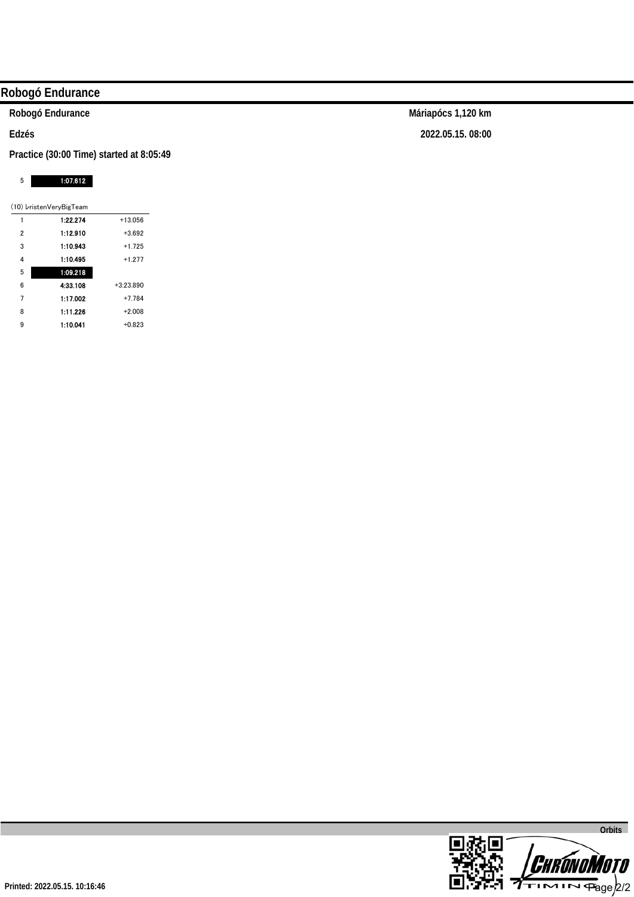# Robogó Endurance

**Robogó Endurance** — **Máriapócs 1,120 km**

**Edzés** — **2022.05.15. 08:00**

**Practice (30:00 Time) started at 8:05:49**

| | | |
|---|---|---|
| 5 | **1:07.612** | |

(10) LvristenVeryBigTeam

| | | |
|---|---|---|
| 1 | **1:22.274** | +13.056 |
| 2 | **1:12.910** | +3.692 |
| 3 | **1:10.943** | +1.725 |
| 4 | **1:10.495** | +1.277 |
| 5 | **1:09.218** | |
| 6 | **4:33.108** | +3:23.890 |
| 7 | **1:17.002** | +7.784 |
| 8 | **1:11.226** | +2.008 |
| 9 | **1:10.041** | +0.823 |

**Orbits**

**Printed: 2022.05.15. 10:16:46**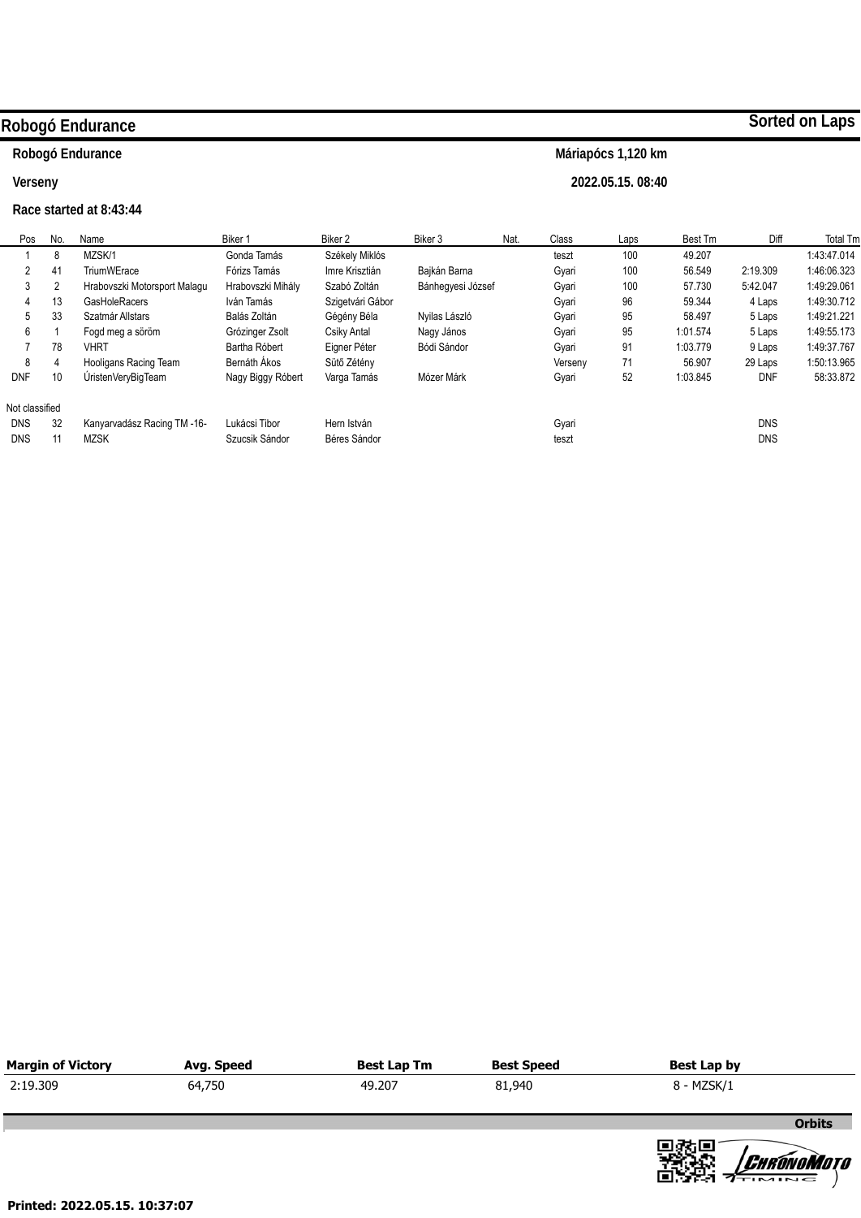# Robogó Endurance

**Sorted on Laps**

**Robogó Endurance** — **Máriapócs 1,120 km**

**Verseny** — **2022.05.15. 08:40**

**Race started at 8:43:44**

| Pos | No. | Name | Biker 1 | Biker 2 | Biker 3 | Nat. | Class | Laps | Best Tm | Diff | Total Tm |
|---|---|---|---|---|---|---|---|---|---|---|---|
| 1 | 8 | MZSK/1 | Gonda Tamás | Székely Miklós | | | teszt | 100 | 49.207 | | 1:43:47.014 |
| 2 | 41 | TriumWErace | Fórizs Tamás | Imre Krisztián | Bajkán Barna | | Gyari | 100 | 56.549 | 2:19.309 | 1:46:06.323 |
| 3 | 2 | Hrabovszki Motorsport Malagu | Hrabovszki Mihály | Szabó Zoltán | Bánhegyesi József | | Gyari | 100 | 57.730 | 5:42.047 | 1:49:29.061 |
| 4 | 13 | GasHoleRacers | Iván Tamás | Szigetvári Gábor | | | Gyari | 96 | 59.344 | 4 Laps | 1:49:30.712 |
| 5 | 33 | Szatmár Allstars | Balás Zoltán | Gégény Béla | Nyilas László | | Gyari | 95 | 58.497 | 5 Laps | 1:49:21.221 |
| 6 | 1 | Fogd meg a söröm | Grózinger Zsolt | Csiky Antal | Nagy János | | Gyari | 95 | 1:01.574 | 5 Laps | 1:49:55.173 |
| 7 | 78 | VHRT | Bartha Róbert | Eigner Péter | Bódi Sándor | | Gyari | 91 | 1:03.779 | 9 Laps | 1:49:37.767 |
| 8 | 4 | Hooligans Racing Team | Bernáth Ákos | Sütő Zétény | | | Verseny | 71 | 56.907 | 29 Laps | 1:50:13.965 |
| DNF | 10 | ÚristenVeryBigTeam | Nagy Biggy Róbert | Varga Tamás | Mózer Márk | | Gyari | 52 | 1:03.845 | DNF | 58:33.872 |
| Not classified | | | | | | | | | | | |
| DNS | 32 | Kanyarvadász Racing TM -16- | Lukácsi Tibor | Hern István | | | Gyari | | | DNS | |
| DNS | 11 | MZSK | Szucsik Sándor | Béres Sándor | | | teszt | | | DNS | |

| Margin of Victory | Avg. Speed | Best Lap Tm | Best Speed | Best Lap by |
|---|---|---|---|---|
| 2:19.309 | 64,750 | 49.207 | 81,940 | 8 - MZSK/1 |

**Orbits**

CHRONOMOTO TIMING

**Printed: 2022.05.15. 10:37:07**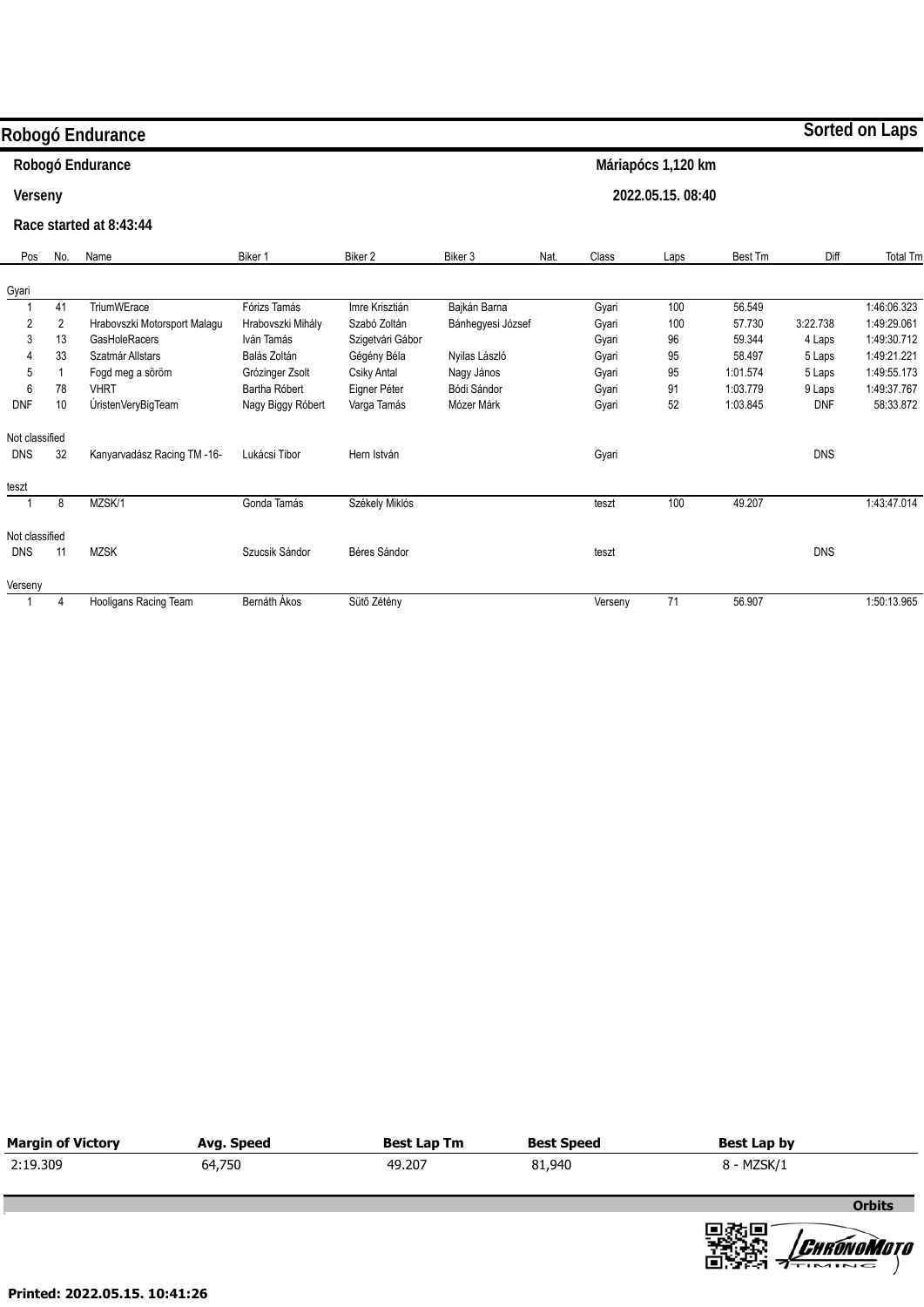# Robogó Endurance

**Sorted on Laps**

**Robogó Endurance** — **Máriapócs 1,120 km**

**Verseny** — **2022.05.15. 08:40**

**Race started at 8:43:44**

| Pos | No. | Name | Biker 1 | Biker 2 | Biker 3 | Nat. | Class | Laps | Best Tm | Diff | Total Tm |
|---|---|---|---|---|---|---|---|---|---|---|---|
| **Gyari** | | | | | | | | | | | |
| 1 | 41 | TriumWErace | Fórizs Tamás | Imre Krisztián | Bajkán Barna | | Gyari | 100 | 56.549 | | 1:46:06.323 |
| 2 | 2 | Hrabovszki Motorsport Malagu | Hrabovszki Mihály | Szabó Zoltán | Bánhegyesi József | | Gyari | 100 | 57.730 | 3:22.738 | 1:49:29.061 |
| 3 | 13 | GasHoleRacers | Iván Tamás | Szigetvári Gábor | | | Gyari | 96 | 59.344 | 4 Laps | 1:49:30.712 |
| 4 | 33 | Szatmár Allstars | Balás Zoltán | Gégény Béla | Nyilas László | | Gyari | 95 | 58.497 | 5 Laps | 1:49:21.221 |
| 5 | 1 | Fogd meg a söröm | Grózinger Zsolt | Csiky Antal | Nagy János | | Gyari | 95 | 1:01.574 | 5 Laps | 1:49:55.173 |
| 6 | 78 | VHRT | Bartha Róbert | Eigner Péter | Bódi Sándor | | Gyari | 91 | 1:03.779 | 9 Laps | 1:49:37.767 |
| DNF | 10 | ÚristenVeryBigTeam | Nagy Biggy Róbert | Varga Tamás | Mózer Márk | | Gyari | 52 | 1:03.845 | DNF | 58:33.872 |
| **Not classified** | | | | | | | | | | | |
| DNS | 32 | Kanyarvadász Racing TM -16- | Lukácsi Tibor | Hern István | | | Gyari | | | DNS | |
| **teszt** | | | | | | | | | | | |
| 1 | 8 | MZSK/1 | Gonda Tamás | Székely Miklós | | | teszt | 100 | 49.207 | | 1:43:47.014 |
| **Not classified** | | | | | | | | | | | |
| DNS | 11 | MZSK | Szucsik Sándor | Béres Sándor | | | teszt | | | DNS | |
| **Verseny** | | | | | | | | | | | |
| 1 | 4 | Hooligans Racing Team | Bernáth Ákos | Sütő Zétény | | | Verseny | 71 | 56.907 | | 1:50:13.965 |

| Margin of Victory | Avg. Speed | Best Lap Tm | Best Speed | Best Lap by |
|---|---|---|---|---|
| 2:19.309 | 64,750 | 49.207 | 81,940 | 8 - MZSK/1 |

Orbits

ChronoMoto Timing

Printed: 2022.05.15. 10:41:26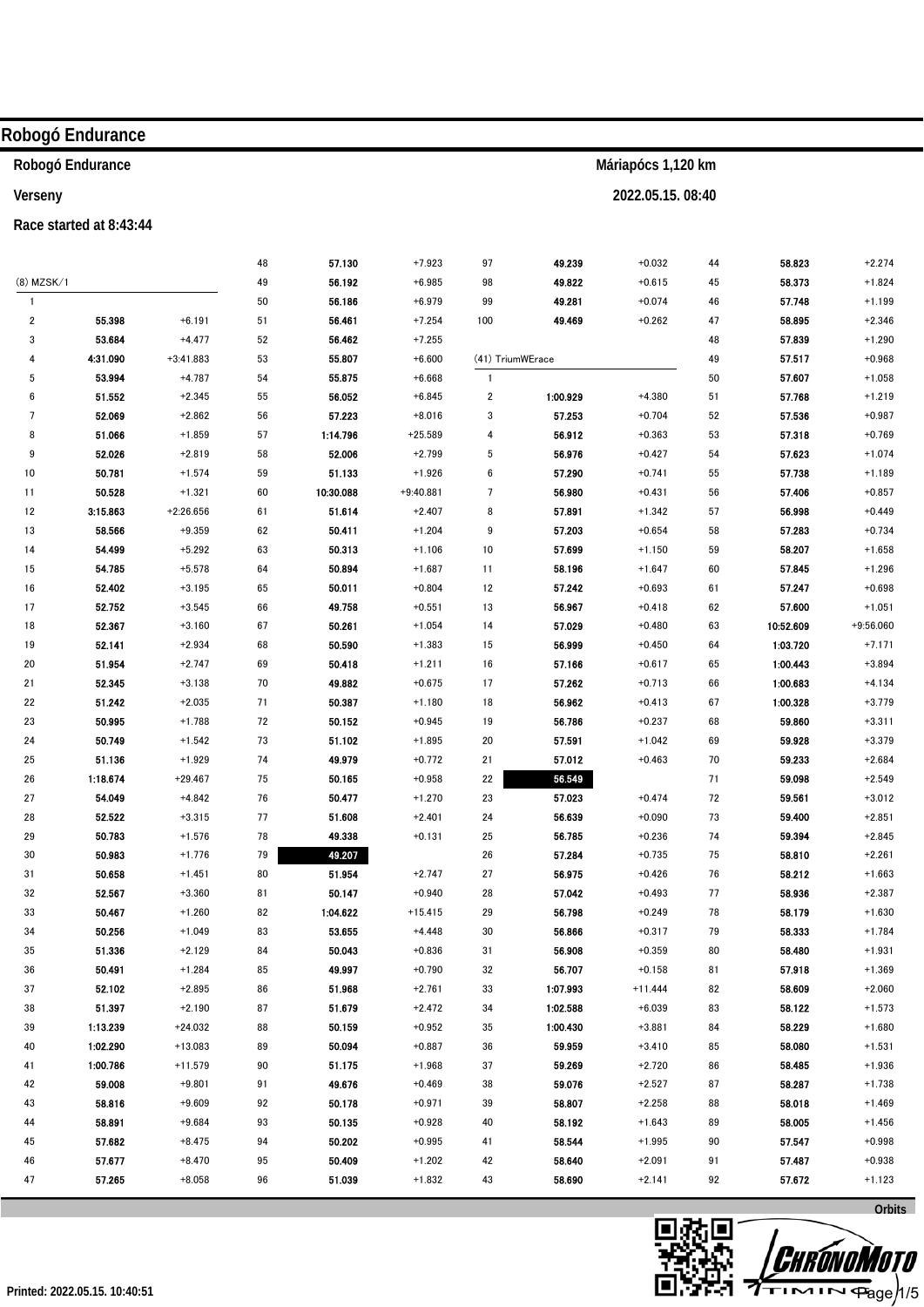# Robogó Endurance

**Robogó Endurance** — **Máriapócs 1,120 km**

**Verseny** — **2022.05.15. 08:40**

**Race started at 8:43:44**

### (8) MZSK/1

| Lap | Time | Gap |
|---|---|---|
| 1 | | |
| 2 | 55.398 | +6.191 |
| 3 | 53.684 | +4.477 |
| 4 | 4:31.090 | +3:41.883 |
| 5 | 53.994 | +4.787 |
| 6 | 51.552 | +2.345 |
| 7 | 52.069 | +2.862 |
| 8 | 51.066 | +1.859 |
| 9 | 52.026 | +2.819 |
| 10 | 50.781 | +1.574 |
| 11 | 50.528 | +1.321 |
| 12 | 3:15.863 | +2:26.656 |
| 13 | 58.566 | +9.359 |
| 14 | 54.499 | +5.292 |
| 15 | 54.785 | +5.578 |
| 16 | 52.402 | +3.195 |
| 17 | 52.752 | +3.545 |
| 18 | 52.367 | +3.160 |
| 19 | 52.141 | +2.934 |
| 20 | 51.954 | +2.747 |
| 21 | 52.345 | +3.138 |
| 22 | 51.242 | +2.035 |
| 23 | 50.995 | +1.788 |
| 24 | 50.749 | +1.542 |
| 25 | 51.136 | +1.929 |
| 26 | 1:18.674 | +29.467 |
| 27 | 54.049 | +4.842 |
| 28 | 52.522 | +3.315 |
| 29 | 50.783 | +1.576 |
| 30 | 50.983 | +1.776 |
| 31 | 50.658 | +1.451 |
| 32 | 52.567 | +3.360 |
| 33 | 50.467 | +1.260 |
| 34 | 50.256 | +1.049 |
| 35 | 51.336 | +2.129 |
| 36 | 50.491 | +1.284 |
| 37 | 52.102 | +2.895 |
| 38 | 51.397 | +2.190 |
| 39 | 1:13.239 | +24.032 |
| 40 | 1:02.290 | +13.083 |
| 41 | 1:00.786 | +11.579 |
| 42 | 59.008 | +9.801 |
| 43 | 58.816 | +9.609 |
| 44 | 58.891 | +9.684 |
| 45 | 57.682 | +8.475 |
| 46 | 57.677 | +8.470 |
| 47 | 57.265 | +8.058 |
| 48 | 57.130 | +7.923 |
| 49 | 56.192 | +6.985 |
| 50 | 56.186 | +6.979 |
| 51 | 56.461 | +7.254 |
| 52 | 56.462 | +7.255 |
| 53 | 55.807 | +6.600 |
| 54 | 55.875 | +6.668 |
| 55 | 56.052 | +6.845 |
| 56 | 57.223 | +8.016 |
| 57 | 1:14.796 | +25.589 |
| 58 | 52.006 | +2.799 |
| 59 | 51.133 | +1.926 |
| 60 | 10:30.088 | +9:40.881 |
| 61 | 51.614 | +2.407 |
| 62 | 50.411 | +1.204 |
| 63 | 50.313 | +1.106 |
| 64 | 50.894 | +1.687 |
| 65 | 50.011 | +0.804 |
| 66 | 49.758 | +0.551 |
| 67 | 50.261 | +1.054 |
| 68 | 50.590 | +1.383 |
| 69 | 50.418 | +1.211 |
| 70 | 49.882 | +0.675 |
| 71 | 50.387 | +1.180 |
| 72 | 50.152 | +0.945 |
| 73 | 51.102 | +1.895 |
| 74 | 49.979 | +0.772 |
| 75 | 50.165 | +0.958 |
| 76 | 50.477 | +1.270 |
| 77 | 51.608 | +2.401 |
| 78 | 49.338 | +0.131 |
| 79 | **49.207** | |
| 80 | 51.954 | +2.747 |
| 81 | 50.147 | +0.940 |
| 82 | 1:04.622 | +15.415 |
| 83 | 53.655 | +4.448 |
| 84 | 50.043 | +0.836 |
| 85 | 49.997 | +0.790 |
| 86 | 51.968 | +2.761 |
| 87 | 51.679 | +2.472 |
| 88 | 50.159 | +0.952 |
| 89 | 50.094 | +0.887 |
| 90 | 51.175 | +1.968 |
| 91 | 49.676 | +0.469 |
| 92 | 50.178 | +0.971 |
| 93 | 50.135 | +0.928 |
| 94 | 50.202 | +0.995 |
| 95 | 50.409 | +1.202 |
| 96 | 51.039 | +1.832 |
| 97 | 49.239 | +0.032 |
| 98 | 49.822 | +0.615 |
| 99 | 49.281 | +0.074 |
| 100 | 49.469 | +0.262 |

### (41) TriumWErace

| Lap | Time | Gap |
|---|---|---|
| 1 | | |
| 2 | 1:00.929 | +4.380 |
| 3 | 57.253 | +0.704 |
| 4 | 56.912 | +0.363 |
| 5 | 56.976 | +0.427 |
| 6 | 57.290 | +0.741 |
| 7 | 56.980 | +0.431 |
| 8 | 57.891 | +1.342 |
| 9 | 57.203 | +0.654 |
| 10 | 57.699 | +1.150 |
| 11 | 58.196 | +1.647 |
| 12 | 57.242 | +0.693 |
| 13 | 56.967 | +0.418 |
| 14 | 57.029 | +0.480 |
| 15 | 56.999 | +0.450 |
| 16 | 57.166 | +0.617 |
| 17 | 57.262 | +0.713 |
| 18 | 56.962 | +0.413 |
| 19 | 56.786 | +0.237 |
| 20 | 57.591 | +1.042 |
| 21 | 57.012 | +0.463 |
| 22 | **56.549** | |
| 23 | 57.023 | +0.474 |
| 24 | 56.639 | +0.090 |
| 25 | 56.785 | +0.236 |
| 26 | 57.284 | +0.735 |
| 27 | 56.975 | +0.426 |
| 28 | 57.042 | +0.493 |
| 29 | 56.798 | +0.249 |
| 30 | 56.866 | +0.317 |
| 31 | 56.908 | +0.359 |
| 32 | 56.707 | +0.158 |
| 33 | 1:07.993 | +11.444 |
| 34 | 1:02.588 | +6.039 |
| 35 | 1:00.430 | +3.881 |
| 36 | 59.959 | +3.410 |
| 37 | 59.269 | +2.720 |
| 38 | 59.076 | +2.527 |
| 39 | 58.807 | +2.258 |
| 40 | 58.192 | +1.643 |
| 41 | 58.544 | +1.995 |
| 42 | 58.640 | +2.091 |
| 43 | 58.690 | +2.141 |
| 44 | 58.823 | +2.274 |
| 45 | 58.373 | +1.824 |
| 46 | 57.748 | +1.199 |
| 47 | 58.895 | +2.346 |
| 48 | 57.839 | +1.290 |
| 49 | 57.517 | +0.968 |
| 50 | 57.607 | +1.058 |
| 51 | 57.768 | +1.219 |
| 52 | 57.536 | +0.987 |
| 53 | 57.318 | +0.769 |
| 54 | 57.623 | +1.074 |
| 55 | 57.738 | +1.189 |
| 56 | 57.406 | +0.857 |
| 57 | 56.998 | +0.449 |
| 58 | 57.283 | +0.734 |
| 59 | 58.207 | +1.658 |
| 60 | 57.845 | +1.296 |
| 61 | 57.247 | +0.698 |
| 62 | 57.600 | +1.051 |
| 63 | 10:52.609 | +9:56.060 |
| 64 | 1:03.720 | +7.171 |
| 65 | 1:00.443 | +3.894 |
| 66 | 1:00.683 | +4.134 |
| 67 | 1:00.328 | +3.779 |
| 68 | 59.860 | +3.311 |
| 69 | 59.928 | +3.379 |
| 70 | 59.233 | +2.684 |
| 71 | 59.098 | +2.549 |
| 72 | 59.561 | +3.012 |
| 73 | 59.400 | +2.851 |
| 74 | 59.394 | +2.845 |
| 75 | 58.810 | +2.261 |
| 76 | 58.212 | +1.663 |
| 77 | 58.936 | +2.387 |
| 78 | 58.179 | +1.630 |
| 79 | 58.333 | +1.784 |
| 80 | 58.480 | +1.931 |
| 81 | 57.918 | +1.369 |
| 82 | 58.609 | +2.060 |
| 83 | 58.122 | +1.573 |
| 84 | 58.229 | +1.680 |
| 85 | 58.080 | +1.531 |
| 86 | 58.485 | +1.936 |
| 87 | 58.287 | +1.738 |
| 88 | 58.018 | +1.469 |
| 89 | 58.005 | +1.456 |
| 90 | 57.547 | +0.998 |
| 91 | 57.487 | +0.938 |
| 92 | 57.672 | +1.123 |

Orbits

Printed: 2022.05.15. 10:40:51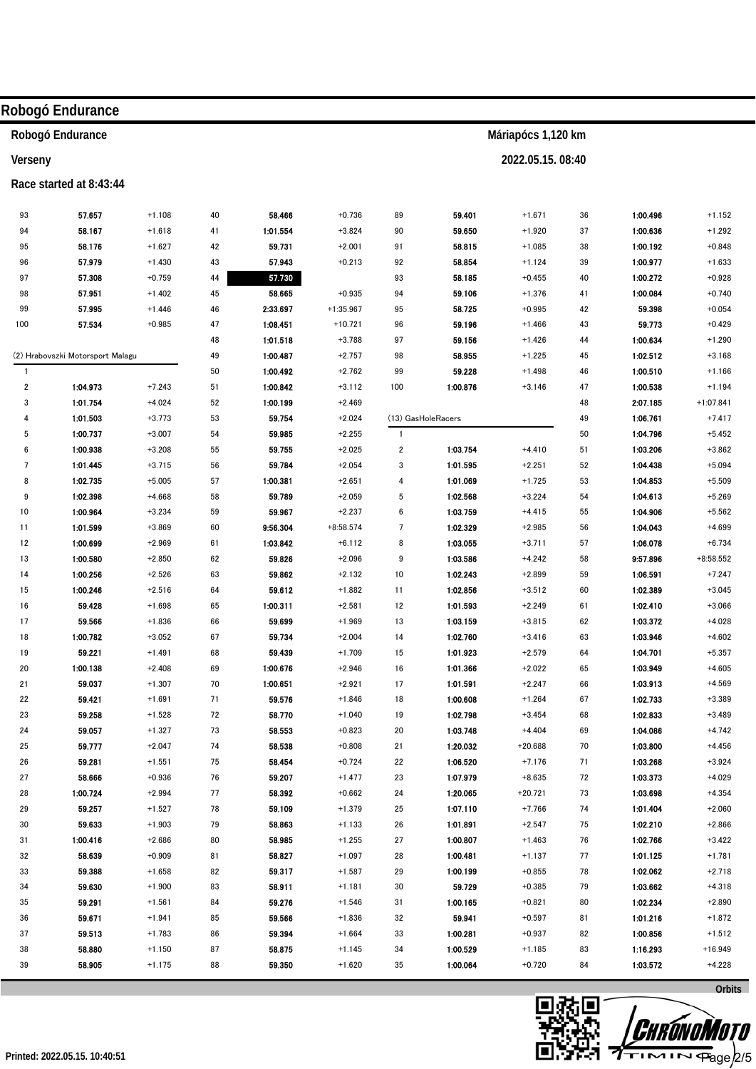## Robogó Endurance

**Robogó Endurance** — **Máriapócs 1,120 km**

**Verseny** — **2022.05.15. 08:40**

**Race started at 8:43:44**

| Lap | Time | Diff |
|---|---|---|
| 93 | 57.657 | +1.108 |
| 94 | 58.167 | +1.618 |
| 95 | 58.176 | +1.627 |
| 96 | 57.979 | +1.430 |
| 97 | 57.308 | +0.759 |
| 98 | 57.951 | +1.402 |
| 99 | 57.995 | +1.446 |
| 100 | 57.534 | +0.985 |

(2) Hrabovszki Motorsport Malagu

| Lap | Time | Diff |
|---|---|---|
| 1 | | |
| 2 | 1:04.973 | +7.243 |
| 3 | 1:01.754 | +4.024 |
| 4 | 1:01.503 | +3.773 |
| 5 | 1:00.737 | +3.007 |
| 6 | 1:00.938 | +3.208 |
| 7 | 1:01.445 | +3.715 |
| 8 | 1:02.735 | +5.005 |
| 9 | 1:02.398 | +4.668 |
| 10 | 1:00.964 | +3.234 |
| 11 | 1:01.599 | +3.869 |
| 12 | 1:00.699 | +2.969 |
| 13 | 1:00.580 | +2.850 |
| 14 | 1:00.256 | +2.526 |
| 15 | 1:00.246 | +2.516 |
| 16 | 59.428 | +1.698 |
| 17 | 59.566 | +1.836 |
| 18 | 1:00.782 | +3.052 |
| 19 | 59.221 | +1.491 |
| 20 | 1:00.138 | +2.408 |
| 21 | 59.037 | +1.307 |
| 22 | 59.421 | +1.691 |
| 23 | 59.258 | +1.528 |
| 24 | 59.057 | +1.327 |
| 25 | 59.777 | +2.047 |
| 26 | 59.281 | +1.551 |
| 27 | 58.666 | +0.936 |
| 28 | 1:00.724 | +2.994 |
| 29 | 59.257 | +1.527 |
| 30 | 59.633 | +1.903 |
| 31 | 1:00.416 | +2.686 |
| 32 | 58.639 | +0.909 |
| 33 | 59.388 | +1.658 |
| 34 | 59.630 | +1.900 |
| 35 | 59.291 | +1.561 |
| 36 | 59.671 | +1.941 |
| 37 | 59.513 | +1.783 |
| 38 | 58.880 | +1.150 |
| 39 | 58.905 | +1.175 |
| 40 | 58.466 | +0.736 |
| 41 | 1:01.554 | +3.824 |
| 42 | 59.731 | +2.001 |
| 43 | 57.943 | +0.213 |
| 44 | **57.730** | |
| 45 | 58.665 | +0.935 |
| 46 | 2:33.697 | +1:35.967 |
| 47 | 1:08.451 | +10.721 |
| 48 | 1:01.518 | +3.788 |
| 49 | 1:00.487 | +2.757 |
| 50 | 1:00.492 | +2.762 |
| 51 | 1:00.842 | +3.112 |
| 52 | 1:00.199 | +2.469 |
| 53 | 59.754 | +2.024 |
| 54 | 59.985 | +2.255 |
| 55 | 59.755 | +2.025 |
| 56 | 59.784 | +2.054 |
| 57 | 1:00.381 | +2.651 |
| 58 | 59.789 | +2.059 |
| 59 | 59.967 | +2.237 |
| 60 | 9:56.304 | +8:58.574 |
| 61 | 1:03.842 | +6.112 |
| 62 | 59.826 | +2.096 |
| 63 | 59.862 | +2.132 |
| 64 | 59.612 | +1.882 |
| 65 | 1:00.311 | +2.581 |
| 66 | 59.699 | +1.969 |
| 67 | 59.734 | +2.004 |
| 68 | 59.439 | +1.709 |
| 69 | 1:00.676 | +2.946 |
| 70 | 1:00.651 | +2.921 |
| 71 | 59.576 | +1.846 |
| 72 | 58.770 | +1.040 |
| 73 | 58.553 | +0.823 |
| 74 | 58.538 | +0.808 |
| 75 | 58.454 | +0.724 |
| 76 | 59.207 | +1.477 |
| 77 | 58.392 | +0.662 |
| 78 | 59.109 | +1.379 |
| 79 | 58.863 | +1.133 |
| 80 | 58.985 | +1.255 |
| 81 | 58.827 | +1.097 |
| 82 | 59.317 | +1.587 |
| 83 | 58.911 | +1.181 |
| 84 | 59.276 | +1.546 |
| 85 | 59.566 | +1.836 |
| 86 | 59.394 | +1.664 |
| 87 | 58.875 | +1.145 |
| 88 | 59.350 | +1.620 |
| 89 | 59.401 | +1.671 |
| 90 | 59.650 | +1.920 |
| 91 | 58.815 | +1.085 |
| 92 | 58.854 | +1.124 |
| 93 | 58.185 | +0.455 |
| 94 | 59.106 | +1.376 |
| 95 | 58.725 | +0.995 |
| 96 | 59.196 | +1.466 |
| 97 | 59.156 | +1.426 |
| 98 | 58.955 | +1.225 |
| 99 | 59.228 | +1.498 |
| 100 | 1:00.876 | +3.146 |

(13) GasHoleRacers

| Lap | Time | Diff |
|---|---|---|
| 1 | | |
| 2 | 1:03.754 | +4.410 |
| 3 | 1:01.595 | +2.251 |
| 4 | 1:01.069 | +1.725 |
| 5 | 1:02.568 | +3.224 |
| 6 | 1:03.759 | +4.415 |
| 7 | 1:02.329 | +2.985 |
| 8 | 1:03.055 | +3.711 |
| 9 | 1:03.586 | +4.242 |
| 10 | 1:02.243 | +2.899 |
| 11 | 1:02.856 | +3.512 |
| 12 | 1:01.593 | +2.249 |
| 13 | 1:03.159 | +3.815 |
| 14 | 1:02.760 | +3.416 |
| 15 | 1:01.923 | +2.579 |
| 16 | 1:01.366 | +2.022 |
| 17 | 1:01.591 | +2.247 |
| 18 | 1:00.608 | +1.264 |
| 19 | 1:02.798 | +3.454 |
| 20 | 1:03.748 | +4.404 |
| 21 | 1:20.032 | +20.688 |
| 22 | 1:06.520 | +7.176 |
| 23 | 1:07.979 | +8.635 |
| 24 | 1:20.065 | +20.721 |
| 25 | 1:07.110 | +7.766 |
| 26 | 1:01.891 | +2.547 |
| 27 | 1:00.807 | +1.463 |
| 28 | 1:00.481 | +1.137 |
| 29 | 1:00.199 | +0.855 |
| 30 | 59.729 | +0.385 |
| 31 | 1:00.165 | +0.821 |
| 32 | 59.941 | +0.597 |
| 33 | 1:00.281 | +0.937 |
| 34 | 1:00.529 | +1.185 |
| 35 | 1:00.064 | +0.720 |
| 36 | 1:00.496 | +1.152 |
| 37 | 1:00.636 | +1.292 |
| 38 | 1:00.192 | +0.848 |
| 39 | 1:00.977 | +1.633 |
| 40 | 1:00.272 | +0.928 |
| 41 | 1:00.084 | +0.740 |
| 42 | 59.398 | +0.054 |
| 43 | 59.773 | +0.429 |
| 44 | 1:00.634 | +1.290 |
| 45 | 1:02.512 | +3.168 |
| 46 | 1:00.510 | +1.166 |
| 47 | 1:00.538 | +1.194 |
| 48 | 2:07.185 | +1:07.841 |
| 49 | 1:06.761 | +7.417 |
| 50 | 1:04.796 | +5.452 |
| 51 | 1:03.206 | +3.862 |
| 52 | 1:04.438 | +5.094 |
| 53 | 1:04.853 | +5.509 |
| 54 | 1:04.613 | +5.269 |
| 55 | 1:04.906 | +5.562 |
| 56 | 1:04.043 | +4.699 |
| 57 | 1:06.078 | +6.734 |
| 58 | 9:57.896 | +8:58.552 |
| 59 | 1:06.591 | +7.247 |
| 60 | 1:02.389 | +3.045 |
| 61 | 1:02.410 | +3.066 |
| 62 | 1:03.372 | +4.028 |
| 63 | 1:03.946 | +4.602 |
| 64 | 1:04.701 | +5.357 |
| 65 | 1:03.949 | +4.605 |
| 66 | 1:03.913 | +4.569 |
| 67 | 1:02.733 | +3.389 |
| 68 | 1:02.833 | +3.489 |
| 69 | 1:04.086 | +4.742 |
| 70 | 1:03.800 | +4.456 |
| 71 | 1:03.268 | +3.924 |
| 72 | 1:03.373 | +4.029 |
| 73 | 1:03.698 | +4.354 |
| 74 | 1:01.404 | +2.060 |
| 75 | 1:02.210 | +2.866 |
| 76 | 1:02.766 | +3.422 |
| 77 | 1:01.125 | +1.781 |
| 78 | 1:02.062 | +2.718 |
| 79 | 1:03.662 | +4.318 |
| 80 | 1:02.234 | +2.890 |
| 81 | 1:01.216 | +1.872 |
| 82 | 1:00.856 | +1.512 |
| 83 | 1:16.293 | +16.949 |
| 84 | 1:03.572 | +4.228 |

Orbits

Printed: 2022.05.15. 10:40:51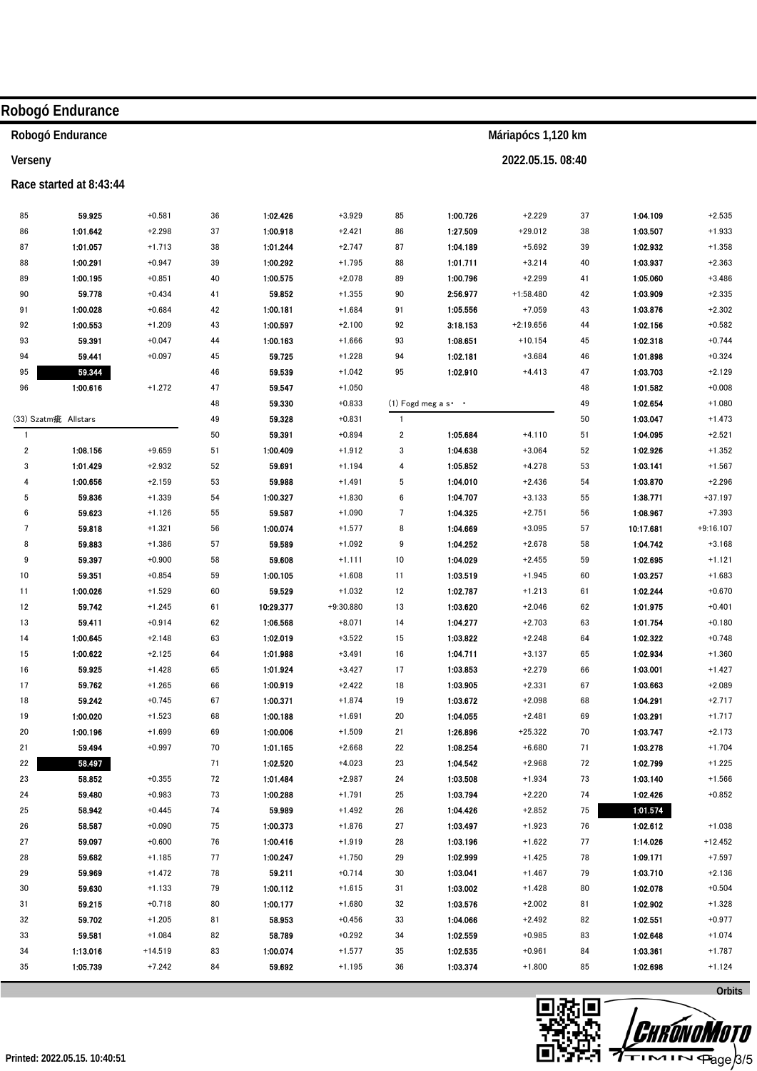# Robogó Endurance

**Robogó Endurance** — Máriapócs 1,120 km

**Verseny** — 2022.05.15. 08:40

**Race started at 8:43:44**

| Lap | Time | Diff |
|---|---|---|
| 85 | 59.925 | +0.581 |
| 86 | 1:01.642 | +2.298 |
| 87 | 1:01.057 | +1.713 |
| 88 | 1:00.291 | +0.947 |
| 89 | 1:00.195 | +0.851 |
| 90 | 59.778 | +0.434 |
| 91 | 1:00.028 | +0.684 |
| 92 | 1:00.553 | +1.209 |
| 93 | 59.391 | +0.047 |
| 94 | 59.441 | +0.097 |
| 95 | **59.344** | |
| 96 | 1:00.616 | +1.272 |

(33) Szatm鑒 Allstars

| Lap | Time | Diff |
|---|---|---|
| 1 | | |
| 2 | 1:08.156 | +9.659 |
| 3 | 1:01.429 | +2.932 |
| 4 | 1:00.656 | +2.159 |
| 5 | 59.836 | +1.339 |
| 6 | 59.623 | +1.126 |
| 7 | 59.818 | +1.321 |
| 8 | 59.883 | +1.386 |
| 9 | 59.397 | +0.900 |
| 10 | 59.351 | +0.854 |
| 11 | 1:00.026 | +1.529 |
| 12 | 59.742 | +1.245 |
| 13 | 59.411 | +0.914 |
| 14 | 1:00.645 | +2.148 |
| 15 | 1:00.622 | +2.125 |
| 16 | 59.925 | +1.428 |
| 17 | 59.762 | +1.265 |
| 18 | 59.242 | +0.745 |
| 19 | 1:00.020 | +1.523 |
| 20 | 1:00.196 | +1.699 |
| 21 | 59.494 | +0.997 |
| 22 | **58.497** | |
| 23 | 58.852 | +0.355 |
| 24 | 59.480 | +0.983 |
| 25 | 58.942 | +0.445 |
| 26 | 58.587 | +0.090 |
| 27 | 59.097 | +0.600 |
| 28 | 59.682 | +1.185 |
| 29 | 59.969 | +1.472 |
| 30 | 59.630 | +1.133 |
| 31 | 59.215 | +0.718 |
| 32 | 59.702 | +1.205 |
| 33 | 59.581 | +1.084 |
| 34 | 1:13.016 | +14.519 |
| 35 | 1:05.739 | +7.242 |
| 36 | 1:02.426 | +3.929 |
| 37 | 1:00.918 | +2.421 |
| 38 | 1:01.244 | +2.747 |
| 39 | 1:00.292 | +1.795 |
| 40 | 1:00.575 | +2.078 |
| 41 | 59.852 | +1.355 |
| 42 | 1:00.181 | +1.684 |
| 43 | 1:00.597 | +2.100 |
| 44 | 1:00.163 | +1.666 |
| 45 | 59.725 | +1.228 |
| 46 | 59.539 | +1.042 |
| 47 | 59.547 | +1.050 |
| 48 | 59.330 | +0.833 |
| 49 | 59.328 | +0.831 |
| 50 | 59.391 | +0.894 |
| 51 | 1:00.409 | +1.912 |
| 52 | 59.691 | +1.194 |
| 53 | 59.988 | +1.491 |
| 54 | 1:00.327 | +1.830 |
| 55 | 59.587 | +1.090 |
| 56 | 1:00.074 | +1.577 |
| 57 | 59.589 | +1.092 |
| 58 | 59.608 | +1.111 |
| 59 | 1:00.105 | +1.608 |
| 60 | 59.529 | +1.032 |
| 61 | 10:29.377 | +9:30.880 |
| 62 | 1:06.568 | +8.071 |
| 63 | 1:02.019 | +3.522 |
| 64 | 1:01.988 | +3.491 |
| 65 | 1:01.924 | +3.427 |
| 66 | 1:00.919 | +2.422 |
| 67 | 1:00.371 | +1.874 |
| 68 | 1:00.188 | +1.691 |
| 69 | 1:00.006 | +1.509 |
| 70 | 1:01.165 | +2.668 |
| 71 | 1:02.520 | +4.023 |
| 72 | 1:01.484 | +2.987 |
| 73 | 1:00.288 | +1.791 |
| 74 | 59.989 | +1.492 |
| 75 | 1:00.373 | +1.876 |
| 76 | 1:00.416 | +1.919 |
| 77 | 1:00.247 | +1.750 |
| 78 | 59.211 | +0.714 |
| 79 | 1:00.112 | +1.615 |
| 80 | 1:00.177 | +1.680 |
| 81 | 58.953 | +0.456 |
| 82 | 58.789 | +0.292 |
| 83 | 1:00.074 | +1.577 |
| 84 | 59.692 | +1.195 |
| 85 | 1:00.726 | +2.229 |
| 86 | 1:27.509 | +29.012 |
| 87 | 1:04.189 | +5.692 |
| 88 | 1:01.711 | +3.214 |
| 89 | 1:00.796 | +2.299 |
| 90 | 2:56.977 | +1:58.480 |
| 91 | 1:05.556 | +7.059 |
| 92 | 3:18.153 | +2:19.656 |
| 93 | 1:08.651 | +10.154 |
| 94 | 1:02.181 | +3.684 |
| 95 | 1:02.910 | +4.413 |

(1) Fogd meg a s・ ・

| Lap | Time | Diff |
|---|---|---|
| 1 | | |
| 2 | 1:05.684 | +4.110 |
| 3 | 1:04.638 | +3.064 |
| 4 | 1:05.852 | +4.278 |
| 5 | 1:04.010 | +2.436 |
| 6 | 1:04.707 | +3.133 |
| 7 | 1:04.325 | +2.751 |
| 8 | 1:04.669 | +3.095 |
| 9 | 1:04.252 | +2.678 |
| 10 | 1:04.029 | +2.455 |
| 11 | 1:03.519 | +1.945 |
| 12 | 1:02.787 | +1.213 |
| 13 | 1:03.620 | +2.046 |
| 14 | 1:04.277 | +2.703 |
| 15 | 1:03.822 | +2.248 |
| 16 | 1:04.711 | +3.137 |
| 17 | 1:03.853 | +2.279 |
| 18 | 1:03.905 | +2.331 |
| 19 | 1:03.672 | +2.098 |
| 20 | 1:04.055 | +2.481 |
| 21 | 1:26.896 | +25.322 |
| 22 | 1:08.254 | +6.680 |
| 23 | 1:04.542 | +2.968 |
| 24 | 1:03.508 | +1.934 |
| 25 | 1:03.794 | +2.220 |
| 26 | 1:04.426 | +2.852 |
| 27 | 1:03.497 | +1.923 |
| 28 | 1:03.196 | +1.622 |
| 29 | 1:02.999 | +1.425 |
| 30 | 1:03.041 | +1.467 |
| 31 | 1:03.002 | +1.428 |
| 32 | 1:03.576 | +2.002 |
| 33 | 1:04.066 | +2.492 |
| 34 | 1:02.559 | +0.985 |
| 35 | 1:02.535 | +0.961 |
| 36 | 1:03.374 | +1.800 |
| 37 | 1:04.109 | +2.535 |
| 38 | 1:03.507 | +1.933 |
| 39 | 1:02.932 | +1.358 |
| 40 | 1:03.937 | +2.363 |
| 41 | 1:05.060 | +3.486 |
| 42 | 1:03.909 | +2.335 |
| 43 | 1:03.876 | +2.302 |
| 44 | 1:02.156 | +0.582 |
| 45 | 1:02.318 | +0.744 |
| 46 | 1:01.898 | +0.324 |
| 47 | 1:03.703 | +2.129 |
| 48 | 1:01.582 | +0.008 |
| 49 | 1:02.654 | +1.080 |
| 50 | 1:03.047 | +1.473 |
| 51 | 1:04.095 | +2.521 |
| 52 | 1:02.926 | +1.352 |
| 53 | 1:03.141 | +1.567 |
| 54 | 1:03.870 | +2.296 |
| 55 | 1:38.771 | +37.197 |
| 56 | 1:08.967 | +7.393 |
| 57 | 10:17.681 | +9:16.107 |
| 58 | 1:04.742 | +3.168 |
| 59 | 1:02.695 | +1.121 |
| 60 | 1:03.257 | +1.683 |
| 61 | 1:02.244 | +0.670 |
| 62 | 1:01.975 | +0.401 |
| 63 | 1:01.754 | +0.180 |
| 64 | 1:02.322 | +0.748 |
| 65 | 1:02.934 | +1.360 |
| 66 | 1:03.001 | +1.427 |
| 67 | 1:03.663 | +2.089 |
| 68 | 1:04.291 | +2.717 |
| 69 | 1:03.291 | +1.717 |
| 70 | 1:03.747 | +2.173 |
| 71 | 1:03.278 | +1.704 |
| 72 | 1:02.799 | +1.225 |
| 73 | 1:03.140 | +1.566 |
| 74 | 1:02.426 | +0.852 |
| 75 | **1:01.574** | |
| 76 | 1:02.612 | +1.038 |
| 77 | 1:14.026 | +12.452 |
| 78 | 1:09.171 | +7.597 |
| 79 | 1:03.710 | +2.136 |
| 80 | 1:02.078 | +0.504 |
| 81 | 1:02.902 | +1.328 |
| 82 | 1:02.551 | +0.977 |
| 83 | 1:02.648 | +1.074 |
| 84 | 1:03.361 | +1.787 |
| 85 | 1:02.698 | +1.124 |

Orbits

Printed: 2022.05.15. 10:40:51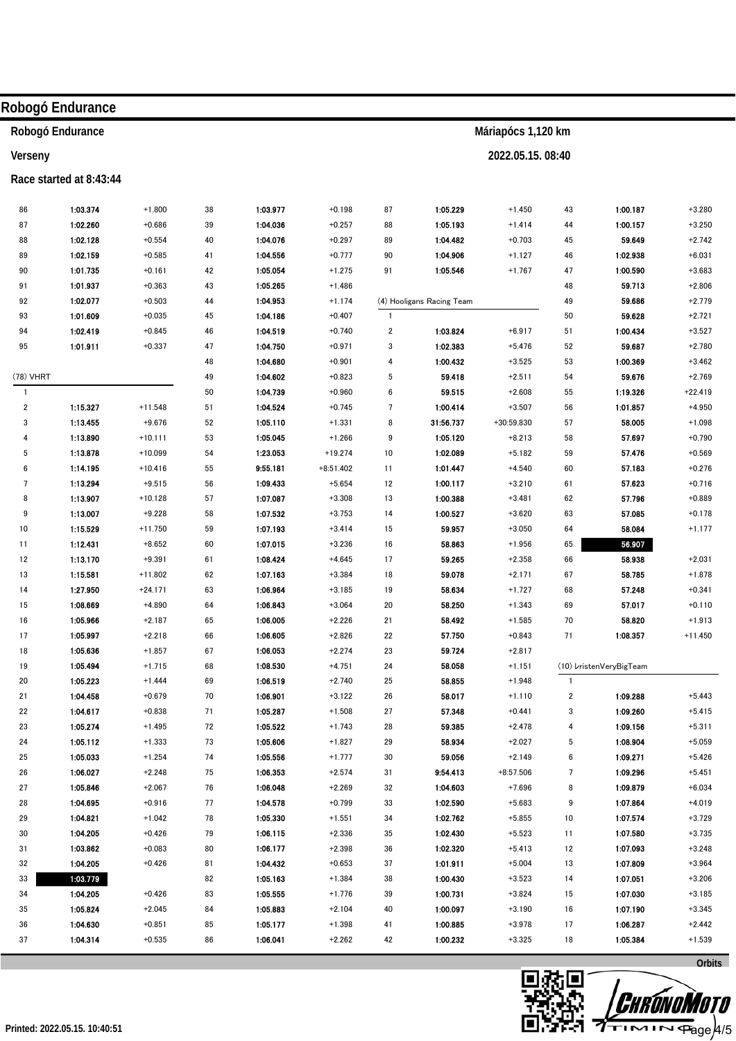# Robogó Endurance

**Robogó Endurance** — **Máriapócs 1,120 km**

**Verseny** — **2022.05.15. 08:40**

**Race started at 8:43:44**

| Lap | Time | Diff |
|---|---|---|
| 86 | 1:03.374 | +1.800 |
| 87 | 1:02.260 | +0.686 |
| 88 | 1:02.128 | +0.554 |
| 89 | 1:02.159 | +0.585 |
| 90 | 1:01.735 | +0.161 |
| 91 | 1:01.937 | +0.363 |
| 92 | 1:02.077 | +0.503 |
| 93 | 1:01.609 | +0.035 |
| 94 | 1:02.419 | +0.845 |
| 95 | 1:01.911 | +0.337 |

**(78) VHRT**

| Lap | Time | Diff |
|---|---|---|
| 1 | | |
| 2 | 1:15.327 | +11.548 |
| 3 | 1:13.455 | +9.676 |
| 4 | 1:13.890 | +10.111 |
| 5 | 1:13.878 | +10.099 |
| 6 | 1:14.195 | +10.416 |
| 7 | 1:13.294 | +9.515 |
| 8 | 1:13.907 | +10.128 |
| 9 | 1:13.007 | +9.228 |
| 10 | 1:15.529 | +11.750 |
| 11 | 1:12.431 | +8.652 |
| 12 | 1:13.170 | +9.391 |
| 13 | 1:15.581 | +11.802 |
| 14 | 1:27.950 | +24.171 |
| 15 | 1:08.669 | +4.890 |
| 16 | 1:05.966 | +2.187 |
| 17 | 1:05.997 | +2.218 |
| 18 | 1:05.636 | +1.857 |
| 19 | 1:05.494 | +1.715 |
| 20 | 1:05.223 | +1.444 |
| 21 | 1:04.458 | +0.679 |
| 22 | 1:04.617 | +0.838 |
| 23 | 1:05.274 | +1.495 |
| 24 | 1:05.112 | +1.333 |
| 25 | 1:05.033 | +1.254 |
| 26 | 1:06.027 | +2.248 |
| 27 | 1:05.846 | +2.067 |
| 28 | 1:04.695 | +0.916 |
| 29 | 1:04.821 | +1.042 |
| 30 | 1:04.205 | +0.426 |
| 31 | 1:03.862 | +0.083 |
| 32 | 1:04.205 | +0.426 |
| 33 | 1:03.779 | |
| 34 | 1:04.205 | +0.426 |
| 35 | 1:05.824 | +2.045 |
| 36 | 1:04.630 | +0.851 |
| 37 | 1:04.314 | +0.535 |
| 38 | 1:03.977 | +0.198 |
| 39 | 1:04.036 | +0.257 |
| 40 | 1:04.076 | +0.297 |
| 41 | 1:04.556 | +0.777 |
| 42 | 1:05.054 | +1.275 |
| 43 | 1:05.265 | +1.486 |
| 44 | 1:04.953 | +1.174 |
| 45 | 1:04.186 | +0.407 |
| 46 | 1:04.519 | +0.740 |
| 47 | 1:04.750 | +0.971 |
| 48 | 1:04.680 | +0.901 |
| 49 | 1:04.602 | +0.823 |
| 50 | 1:04.739 | +0.960 |
| 51 | 1:04.524 | +0.745 |
| 52 | 1:05.110 | +1.331 |
| 53 | 1:05.045 | +1.266 |
| 54 | 1:23.053 | +19.274 |
| 55 | 9:55.181 | +8:51.402 |
| 56 | 1:09.433 | +5.654 |
| 57 | 1:07.087 | +3.308 |
| 58 | 1:07.532 | +3.753 |
| 59 | 1:07.193 | +3.414 |
| 60 | 1:07.015 | +3.236 |
| 61 | 1:08.424 | +4.645 |
| 62 | 1:07.163 | +3.384 |
| 63 | 1:06.964 | +3.185 |
| 64 | 1:06.843 | +3.064 |
| 65 | 1:06.005 | +2.226 |
| 66 | 1:06.605 | +2.826 |
| 67 | 1:06.053 | +2.274 |
| 68 | 1:08.530 | +4.751 |
| 69 | 1:06.519 | +2.740 |
| 70 | 1:06.901 | +3.122 |
| 71 | 1:05.287 | +1.508 |
| 72 | 1:05.522 | +1.743 |
| 73 | 1:05.606 | +1.827 |
| 74 | 1:05.556 | +1.777 |
| 75 | 1:06.353 | +2.574 |
| 76 | 1:06.048 | +2.269 |
| 77 | 1:04.578 | +0.799 |
| 78 | 1:05.330 | +1.551 |
| 79 | 1:06.115 | +2.336 |
| 80 | 1:06.177 | +2.398 |
| 81 | 1:04.432 | +0.653 |
| 82 | 1:05.163 | +1.384 |
| 83 | 1:05.555 | +1.776 |
| 84 | 1:05.883 | +2.104 |
| 85 | 1:05.177 | +1.398 |
| 86 | 1:06.041 | +2.262 |
| 87 | 1:05.229 | +1.450 |
| 88 | 1:05.193 | +1.414 |
| 89 | 1:04.482 | +0.703 |
| 90 | 1:04.906 | +1.127 |
| 91 | 1:05.546 | +1.767 |

**(4) Hooligans Racing Team**

| Lap | Time | Diff |
|---|---|---|
| 1 | | |
| 2 | 1:03.824 | +6.917 |
| 3 | 1:02.383 | +5.476 |
| 4 | 1:00.432 | +3.525 |
| 5 | 59.418 | +2.511 |
| 6 | 59.515 | +2.608 |
| 7 | 1:00.414 | +3.507 |
| 8 | 31:56.737 | +30:59.830 |
| 9 | 1:05.120 | +8.213 |
| 10 | 1:02.089 | +5.182 |
| 11 | 1:01.447 | +4.540 |
| 12 | 1:00.117 | +3.210 |
| 13 | 1:00.388 | +3.481 |
| 14 | 1:00.527 | +3.620 |
| 15 | 59.957 | +3.050 |
| 16 | 58.863 | +1.956 |
| 17 | 59.265 | +2.358 |
| 18 | 59.078 | +2.171 |
| 19 | 58.634 | +1.727 |
| 20 | 58.250 | +1.343 |
| 21 | 58.492 | +1.585 |
| 22 | 57.750 | +0.843 |
| 23 | 59.724 | +2.817 |
| 24 | 58.058 | +1.151 |
| 25 | 58.855 | +1.948 |
| 26 | 58.017 | +1.110 |
| 27 | 57.348 | +0.441 |
| 28 | 59.385 | +2.478 |
| 29 | 58.934 | +2.027 |
| 30 | 59.056 | +2.149 |
| 31 | 9:54.413 | +8:57.506 |
| 32 | 1:04.603 | +7.696 |
| 33 | 1:02.590 | +5.683 |
| 34 | 1:02.762 | +5.855 |
| 35 | 1:02.430 | +5.523 |
| 36 | 1:02.320 | +5.413 |
| 37 | 1:01.911 | +5.004 |
| 38 | 1:00.430 | +3.523 |
| 39 | 1:00.731 | +3.824 |
| 40 | 1:00.097 | +3.190 |
| 41 | 1:00.885 | +3.978 |
| 42 | 1:00.232 | +3.325 |
| 43 | 1:00.187 | +3.280 |
| 44 | 1:00.157 | +3.250 |
| 45 | 59.649 | +2.742 |
| 46 | 1:02.938 | +6.031 |
| 47 | 1:00.590 | +3.683 |
| 48 | 59.713 | +2.806 |
| 49 | 59.686 | +2.779 |
| 50 | 59.628 | +2.721 |
| 51 | 1:00.434 | +3.527 |
| 52 | 59.687 | +2.780 |
| 53 | 1:00.369 | +3.462 |
| 54 | 59.676 | +2.769 |
| 55 | 1:19.326 | +22.419 |
| 56 | 1:01.857 | +4.950 |
| 57 | 58.005 | +1.098 |
| 58 | 57.697 | +0.790 |
| 59 | 57.476 | +0.569 |
| 60 | 57.183 | +0.276 |
| 61 | 57.623 | +0.716 |
| 62 | 57.796 | +0.889 |
| 63 | 57.085 | +0.178 |
| 64 | 58.084 | +1.177 |
| 65 | 56.907 | |
| 66 | 58.938 | +2.031 |
| 67 | 58.785 | +1.878 |
| 68 | 57.248 | +0.341 |
| 69 | 57.017 | +0.110 |
| 70 | 58.820 | +1.913 |
| 71 | 1:08.357 | +11.450 |

**(10) ŀristenVeryBigTeam**

| Lap | Time | Diff |
|---|---|---|
| 1 | | |
| 2 | 1:09.288 | +5.443 |
| 3 | 1:09.260 | +5.415 |
| 4 | 1:09.156 | +5.311 |
| 5 | 1:08.904 | +5.059 |
| 6 | 1:09.271 | +5.426 |
| 7 | 1:09.296 | +5.451 |
| 8 | 1:09.879 | +6.034 |
| 9 | 1:07.864 | +4.019 |
| 10 | 1:07.574 | +3.729 |
| 11 | 1:07.580 | +3.735 |
| 12 | 1:07.093 | +3.248 |
| 13 | 1:07.809 | +3.964 |
| 14 | 1:07.051 | +3.206 |
| 15 | 1:07.030 | +3.185 |
| 16 | 1:07.190 | +3.345 |
| 17 | 1:06.287 | +2.442 |
| 18 | 1:05.384 | +1.539 |

Orbits

Printed: 2022.05.15. 10:40:51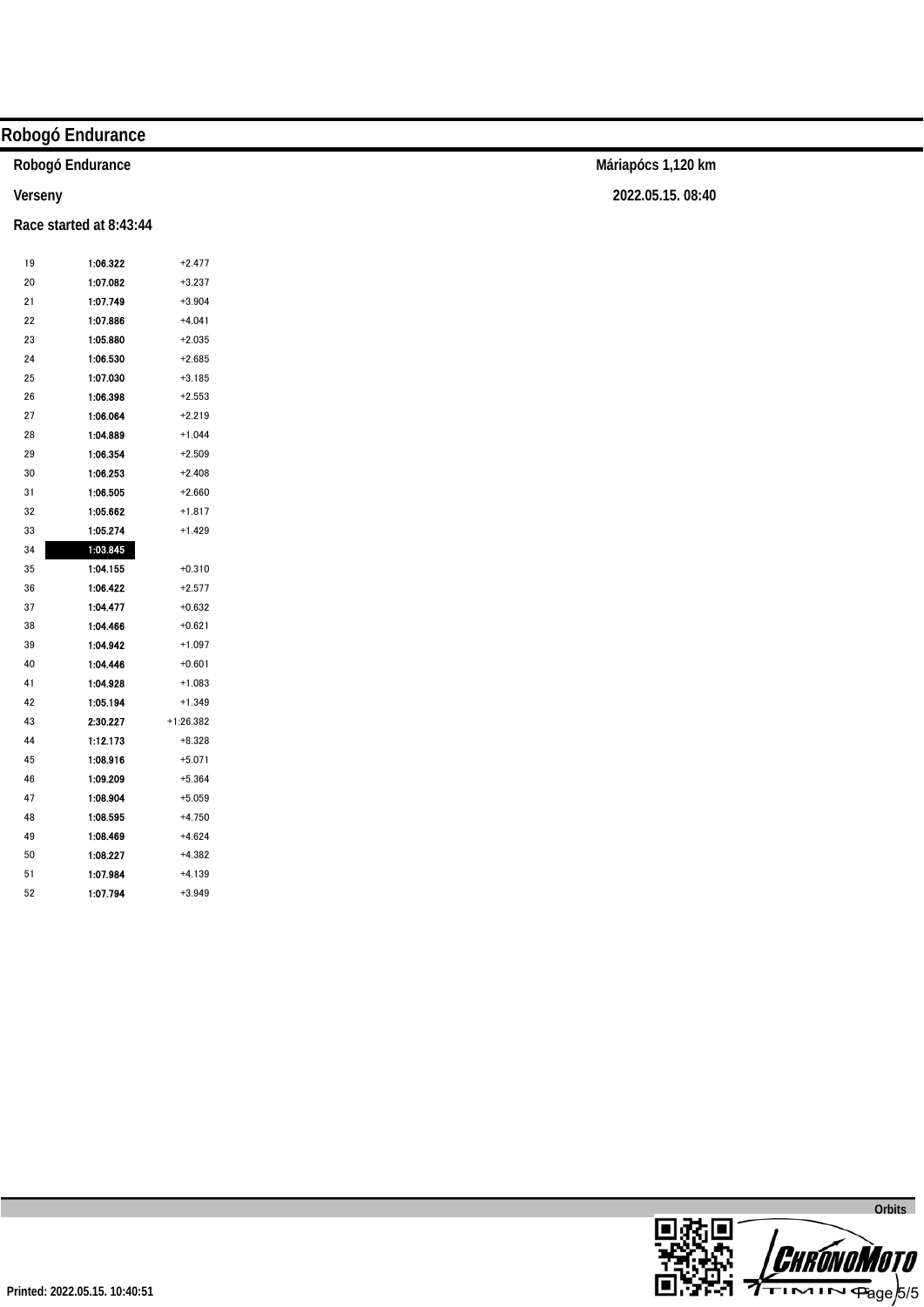## Robogó Endurance

Robogó Endurance — Máriapócs 1,120 km

Verseny — 2022.05.15. 08:40

Race started at 8:43:44

| | | |
|---|---|---|
| 19 | 1:06.322 | +2.477 |
| 20 | 1:07.082 | +3.237 |
| 21 | 1:07.749 | +3.904 |
| 22 | 1:07.886 | +4.041 |
| 23 | 1:05.880 | +2.035 |
| 24 | 1:06.530 | +2.685 |
| 25 | 1:07.030 | +3.185 |
| 26 | 1:06.398 | +2.553 |
| 27 | 1:06.064 | +2.219 |
| 28 | 1:04.889 | +1.044 |
| 29 | 1:06.354 | +2.509 |
| 30 | 1:06.253 | +2.408 |
| 31 | 1:06.505 | +2.660 |
| 32 | 1:05.662 | +1.817 |
| 33 | 1:05.274 | +1.429 |
| 34 | 1:03.845 | |
| 35 | 1:04.155 | +0.310 |
| 36 | 1:06.422 | +2.577 |
| 37 | 1:04.477 | +0.632 |
| 38 | 1:04.466 | +0.621 |
| 39 | 1:04.942 | +1.097 |
| 40 | 1:04.446 | +0.601 |
| 41 | 1:04.928 | +1.083 |
| 42 | 1:05.194 | +1.349 |
| 43 | 2:30.227 | +1:26.382 |
| 44 | 1:12.173 | +8.328 |
| 45 | 1:08.916 | +5.071 |
| 46 | 1:09.209 | +5.364 |
| 47 | 1:08.904 | +5.059 |
| 48 | 1:08.595 | +4.750 |
| 49 | 1:08.469 | +4.624 |
| 50 | 1:08.227 | +4.382 |
| 51 | 1:07.984 | +4.139 |
| 52 | 1:07.794 | +3.949 |

Orbits

Printed: 2022.05.15. 10:40:51